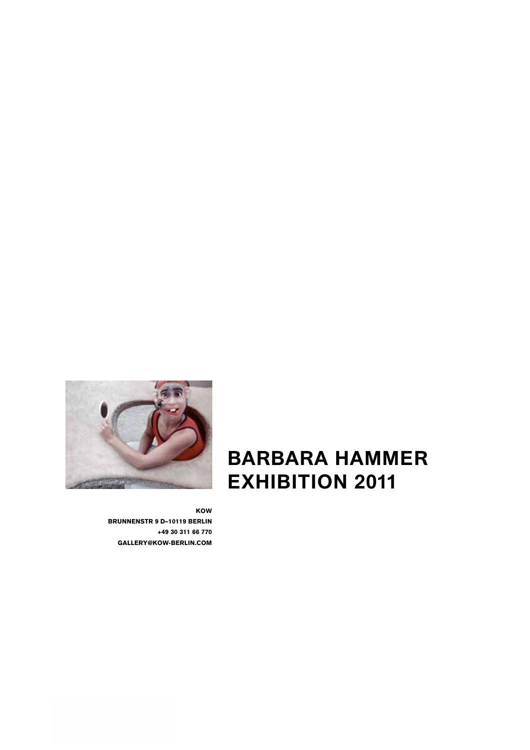# BARBARA HAMMER
# EXHIBITION 2011

**KOW**
**BRUNNENSTR 9 D–10119 BERLIN**
**+49 30 311 66 770**
**GALLERY@KOW-BERLIN.COM**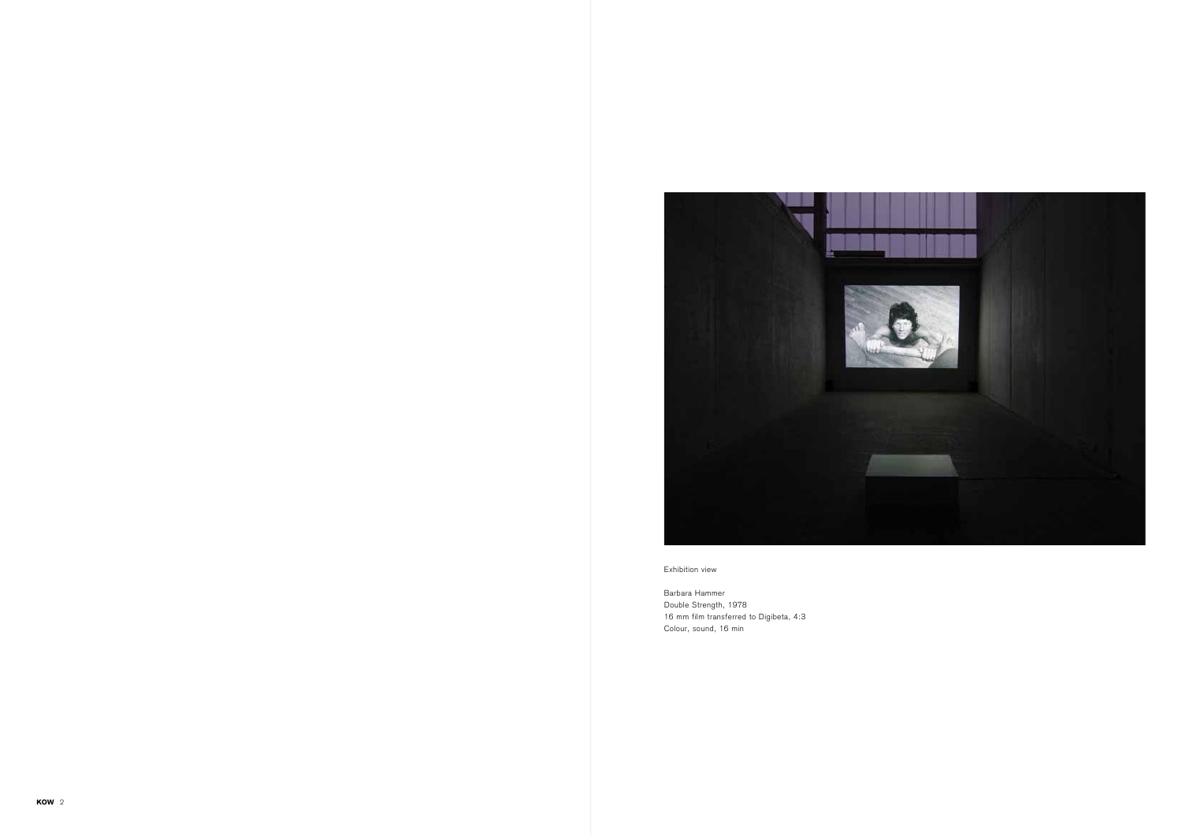Exhibition view

Barbara Hammer
Double Strength, 1978
16 mm film transferred to Digibeta, 4:3
Colour, sound, 16 min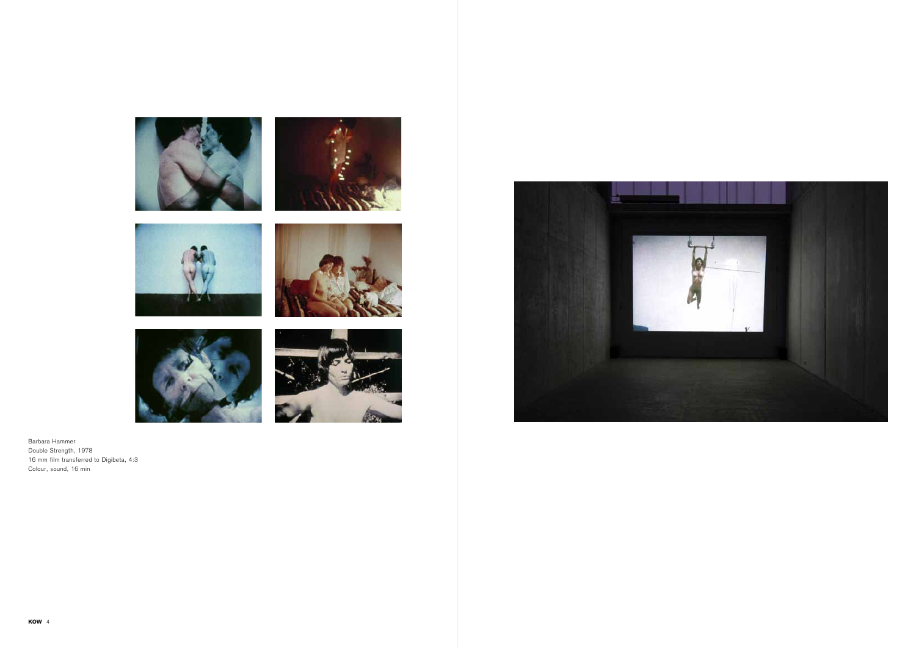Barbara Hammer
Double Strength, 1978
16 mm film transferred to Digibeta, 4:3
Colour, sound, 16 min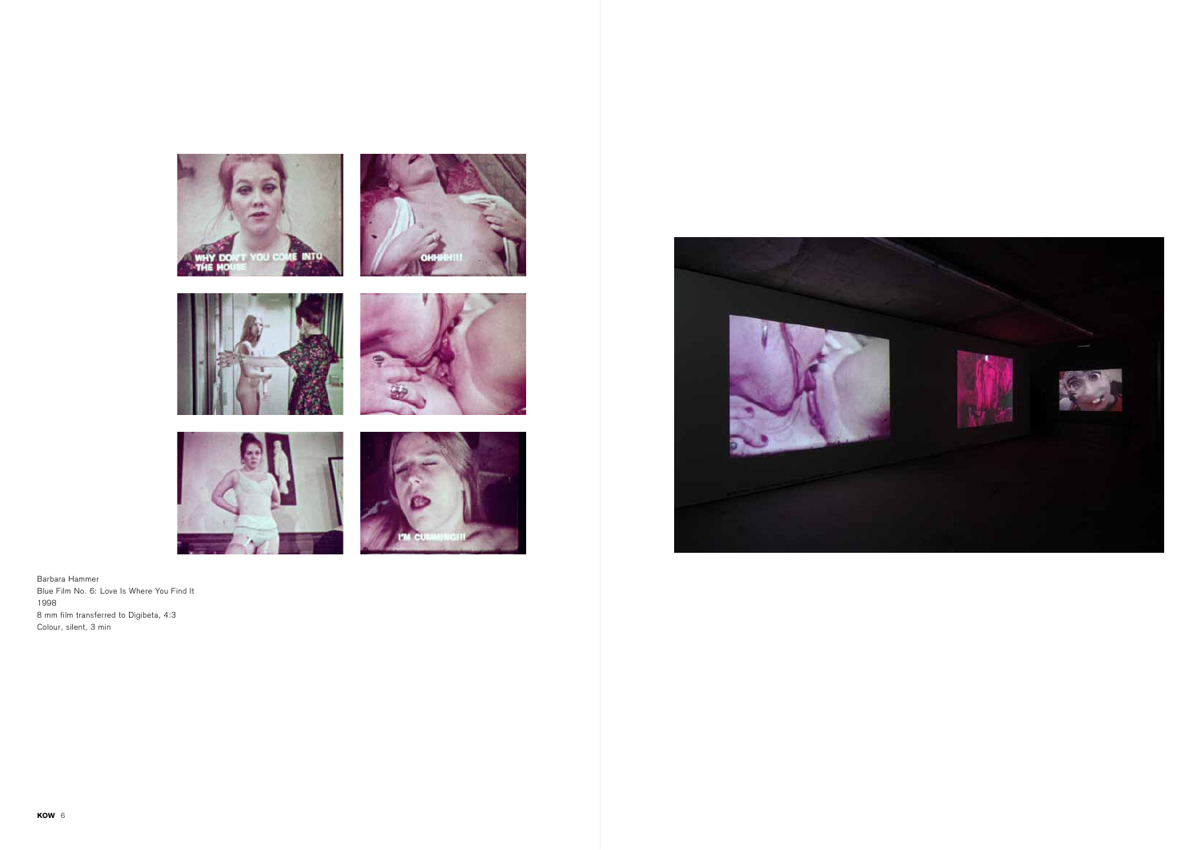Barbara Hammer
Blue Film No. 6: Love Is Where You Find It
1998
8 mm film transferred to Digibeta, 4:3
Colour, silent, 3 min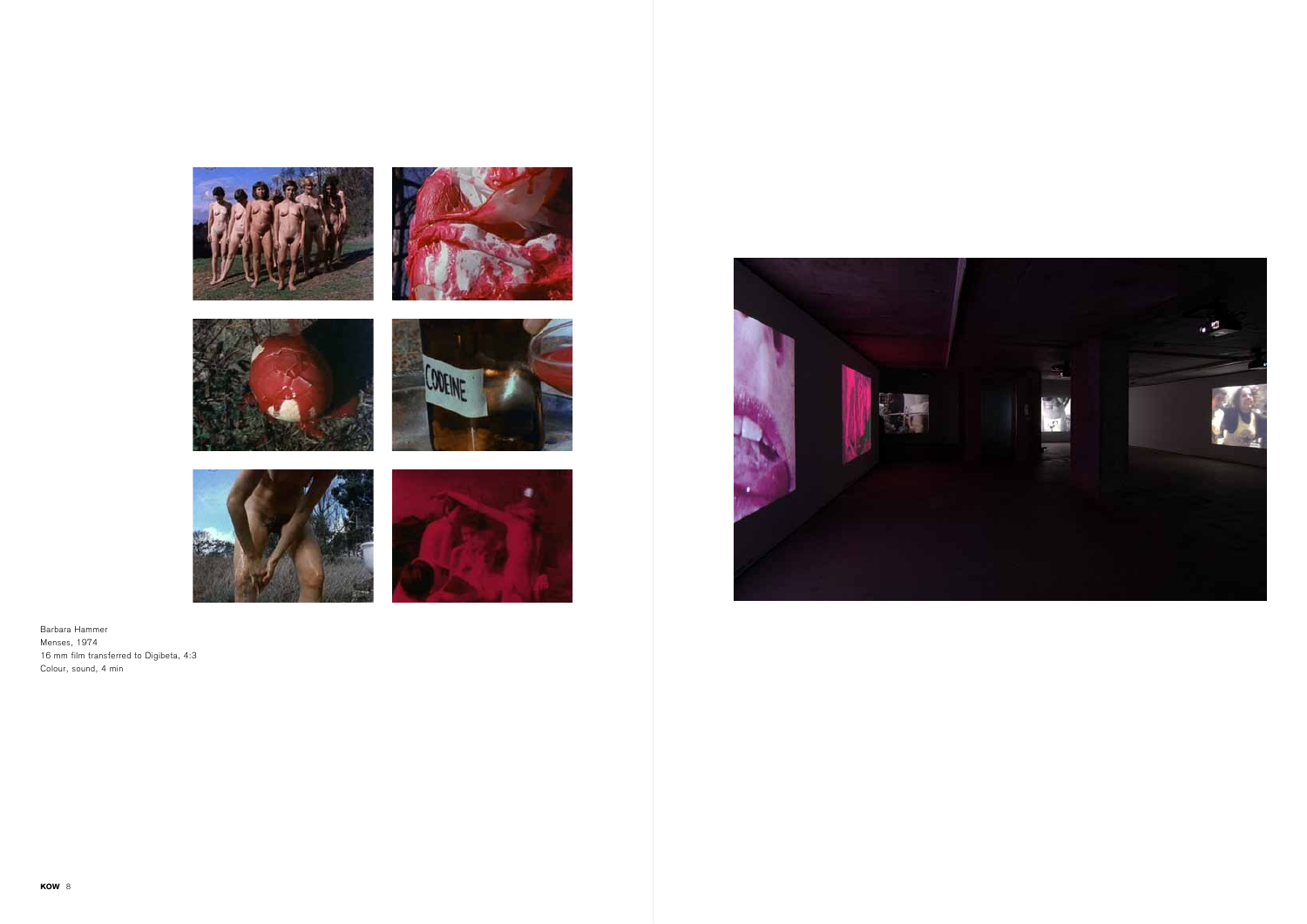Barbara Hammer
Menses, 1974
16 mm film transferred to Digibeta, 4:3
Colour, sound, 4 min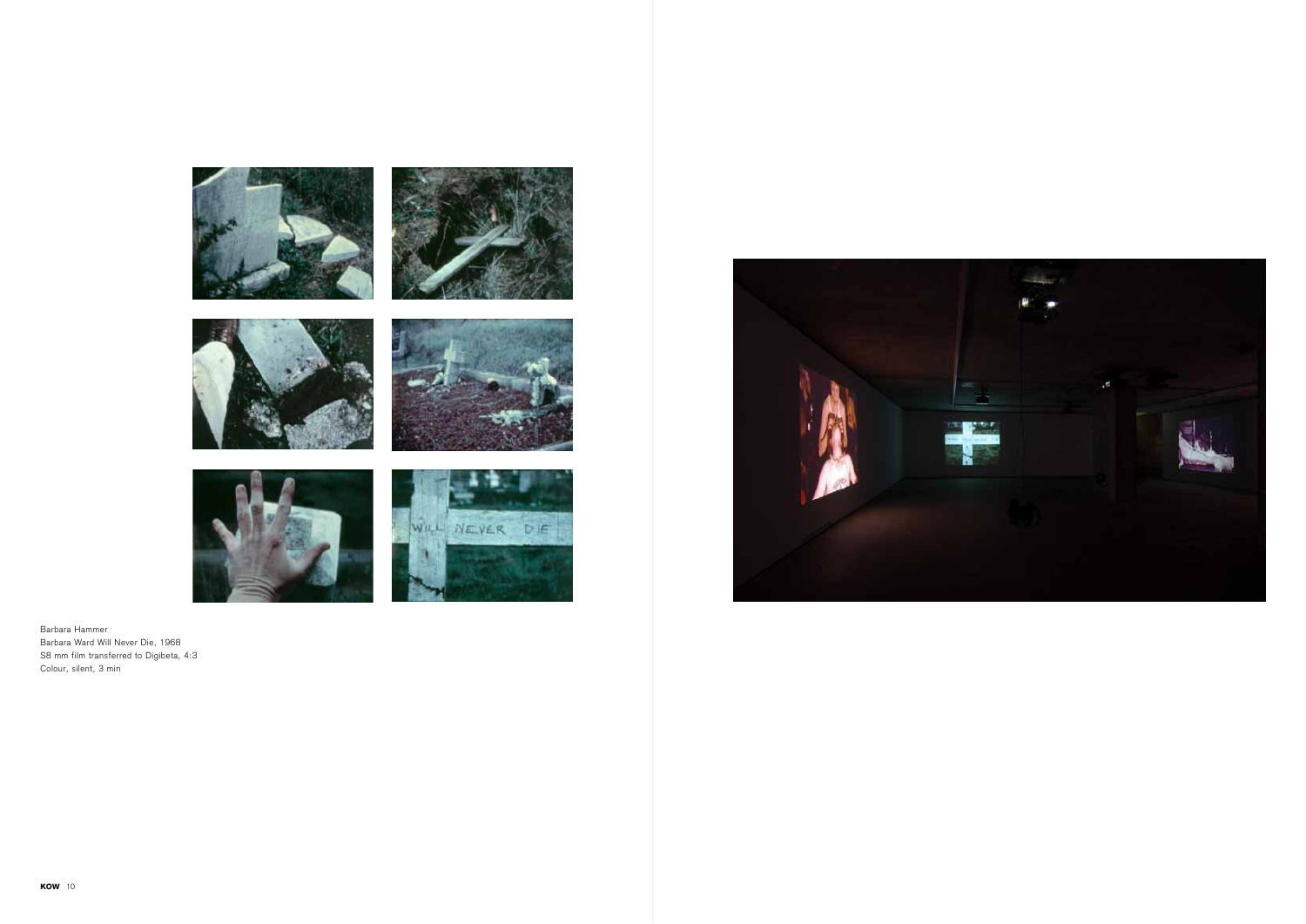Barbara Hammer
Barbara Ward Will Never Die, 1968
S8 mm film transferred to Digibeta, 4:3
Colour, silent, 3 min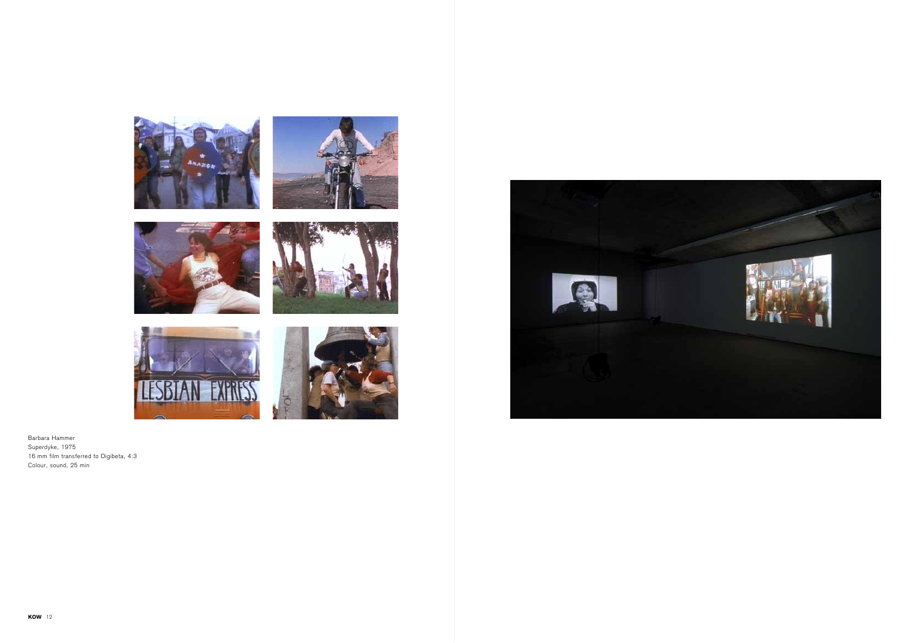Barbara Hammer
Superdyke, 1975
16 mm film transferred to Digibeta, 4:3
Colour, sound, 25 min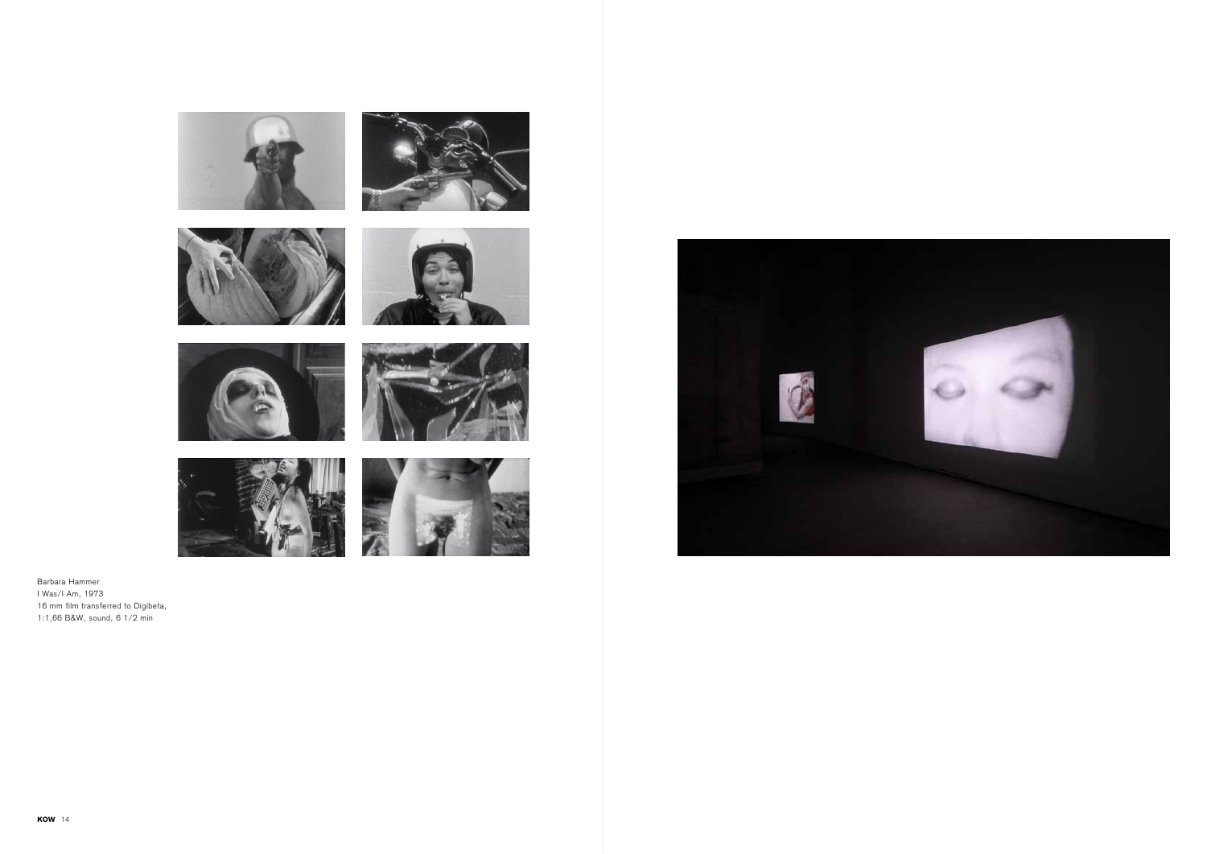Barbara Hammer
I Was/I Am, 1973
16 mm film transferred to Digibeta,
1:1,66 B&W, sound, 6 1/2 min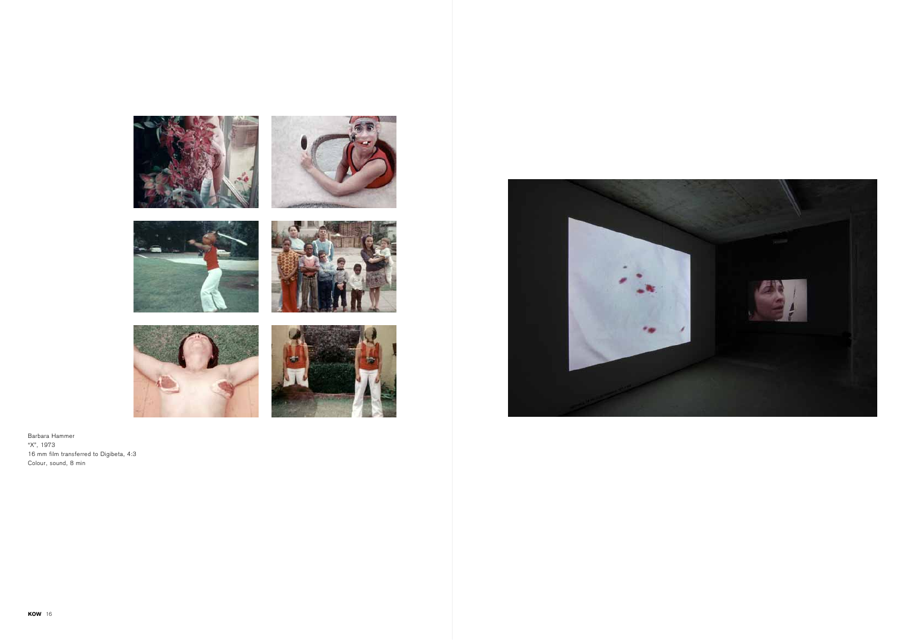Barbara Hammer
"X", 1973
16 mm film transferred to Digibeta, 4:3
Colour, sound, 8 min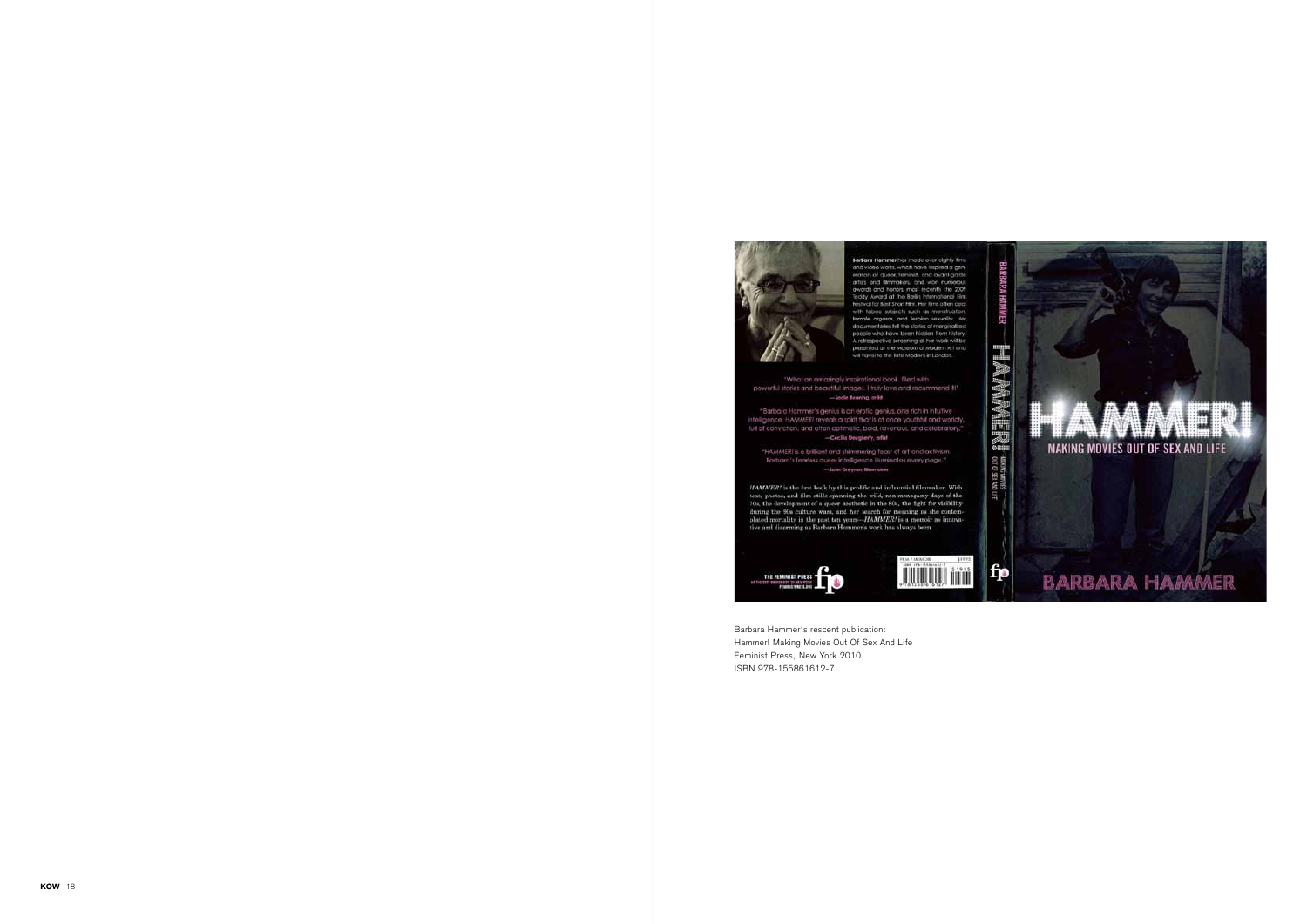Barbara Hammer's rescent publication:
Hammer! Making Movies Out Of Sex And Life
Feminist Press, New York 2010
ISBN 978-155861612-7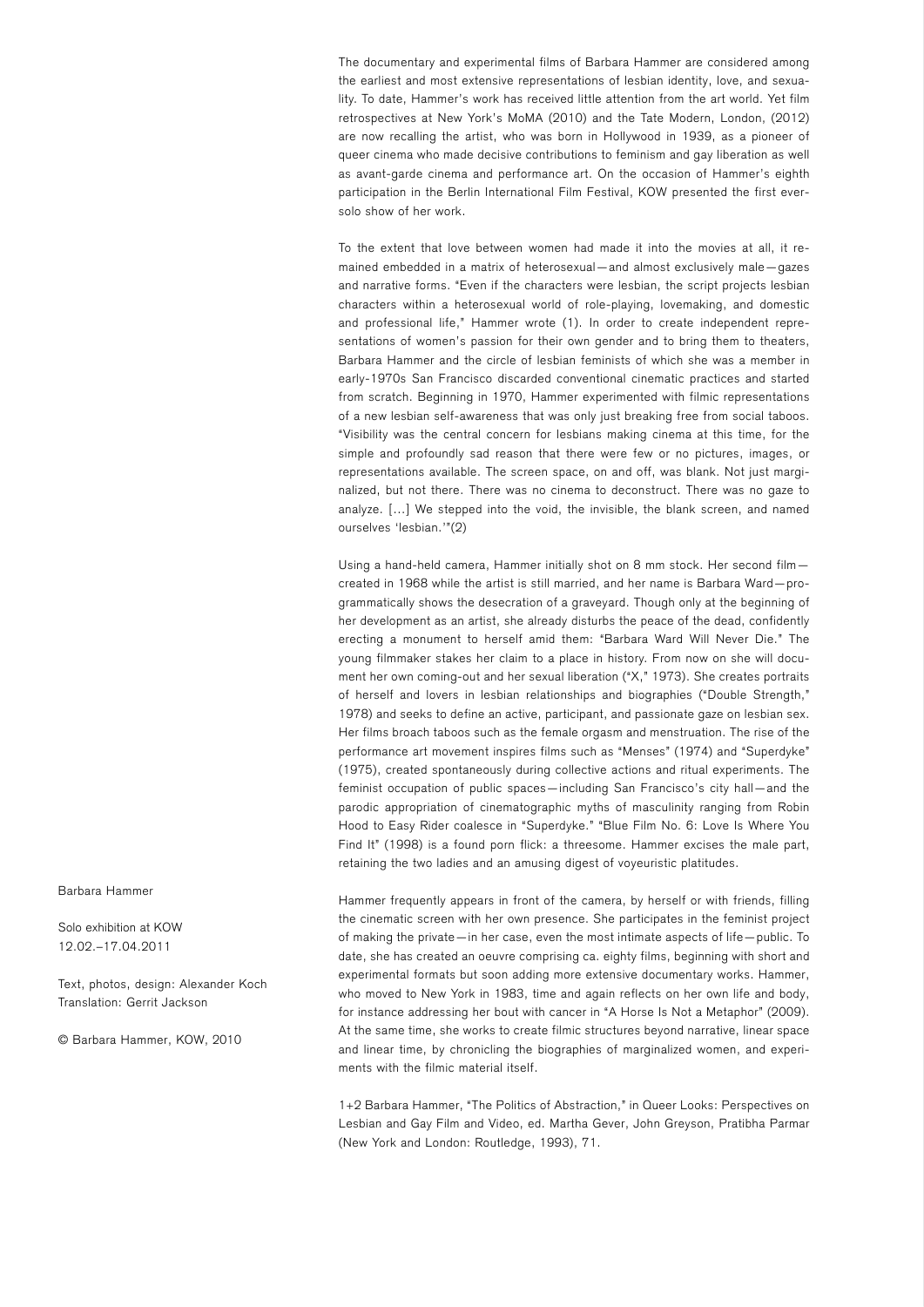The documentary and experimental films of Barbara Hammer are considered among the earliest and most extensive representations of lesbian identity, love, and sexuality. To date, Hammer's work has received little attention from the art world. Yet film retrospectives at New York's MoMA (2010) and the Tate Modern, London, (2012) are now recalling the artist, who was born in Hollywood in 1939, as a pioneer of queer cinema who made decisive contributions to feminism and gay liberation as well as avant-garde cinema and performance art. On the occasion of Hammer's eighth participation in the Berlin International Film Festival, KOW presented the first ever-solo show of her work.

To the extent that love between women had made it into the movies at all, it remained embedded in a matrix of heterosexual—and almost exclusively male—gazes and narrative forms. "Even if the characters were lesbian, the script projects lesbian characters within a heterosexual world of role-playing, lovemaking, and domestic and professional life," Hammer wrote (1). In order to create independent representations of women's passion for their own gender and to bring them to theaters, Barbara Hammer and the circle of lesbian feminists of which she was a member in early-1970s San Francisco discarded conventional cinematic practices and started from scratch. Beginning in 1970, Hammer experimented with filmic representations of a new lesbian self-awareness that was only just breaking free from social taboos. "Visibility was the central concern for lesbians making cinema at this time, for the simple and profoundly sad reason that there were few or no pictures, images, or representations available. The screen space, on and off, was blank. Not just marginalized, but not there. There was no cinema to deconstruct. There was no gaze to analyze. [...] We stepped into the void, the invisible, the blank screen, and named ourselves 'lesbian.'"(2)

Using a hand-held camera, Hammer initially shot on 8 mm stock. Her second film—created in 1968 while the artist is still married, and her name is Barbara Ward—programmatically shows the desecration of a graveyard. Though only at the beginning of her development as an artist, she already disturbs the peace of the dead, confidently erecting a monument to herself amid them: "Barbara Ward Will Never Die." The young filmmaker stakes her claim to a place in history. From now on she will document her own coming-out and her sexual liberation ("X," 1973). She creates portraits of herself and lovers in lesbian relationships and biographies ("Double Strength," 1978) and seeks to define an active, participant, and passionate gaze on lesbian sex. Her films broach taboos such as the female orgasm and menstruation. The rise of the performance art movement inspires films such as "Menses" (1974) and "Superdyke" (1975), created spontaneously during collective actions and ritual experiments. The feminist occupation of public spaces—including San Francisco's city hall—and the parodic appropriation of cinematographic myths of masculinity ranging from Robin Hood to Easy Rider coalesce in "Superdyke." "Blue Film No. 6: Love Is Where You Find It" (1998) is a found porn flick: a threesome. Hammer excises the male part, retaining the two ladies and an amusing digest of voyeuristic platitudes.

Hammer frequently appears in front of the camera, by herself or with friends, filling the cinematic screen with her own presence. She participates in the feminist project of making the private—in her case, even the most intimate aspects of life—public. To date, she has created an oeuvre comprising ca. eighty films, beginning with short and experimental formats but soon adding more extensive documentary works. Hammer, who moved to New York in 1983, time and again reflects on her own life and body, for instance addressing her bout with cancer in "A Horse Is Not a Metaphor" (2009). At the same time, she works to create filmic structures beyond narrative, linear space and linear time, by chronicling the biographies of marginalized women, and experiments with the filmic material itself.

1+2 Barbara Hammer, "The Politics of Abstraction," in Queer Looks: Perspectives on Lesbian and Gay Film and Video, ed. Martha Gever, John Greyson, Pratibha Parmar (New York and London: Routledge, 1993), 71.

Barbara Hammer

Solo exhibition at KOW
12.02.–17.04.2011

Text, photos, design: Alexander Koch
Translation: Gerrit Jackson

© Barbara Hammer, KOW, 2010